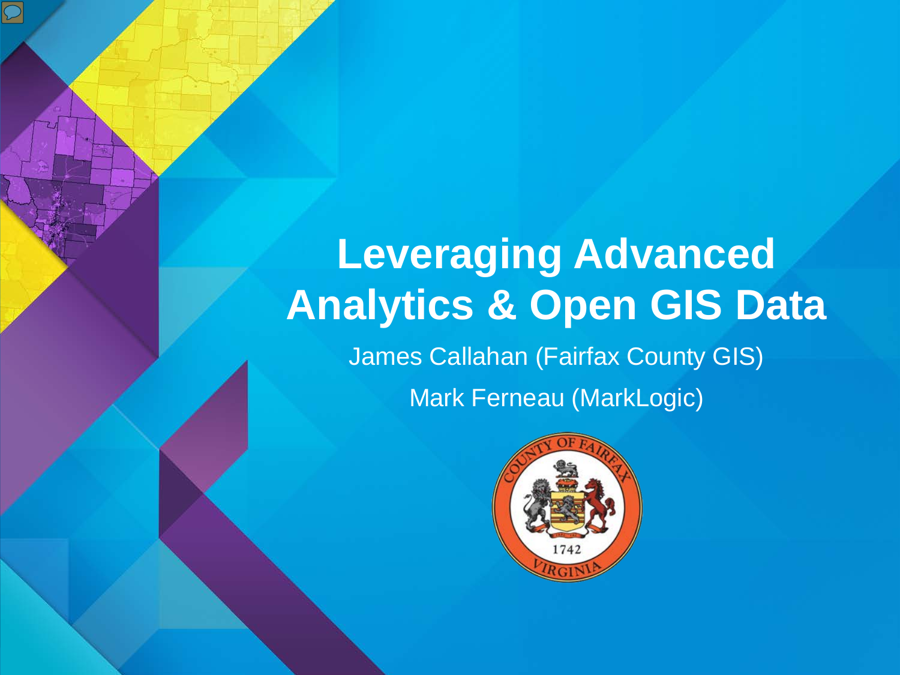# Leveraging Advanced Analytics & Open GIS Data

James Callahan (Fairfax County GIS)

Mark Ferneau (MarkLogic)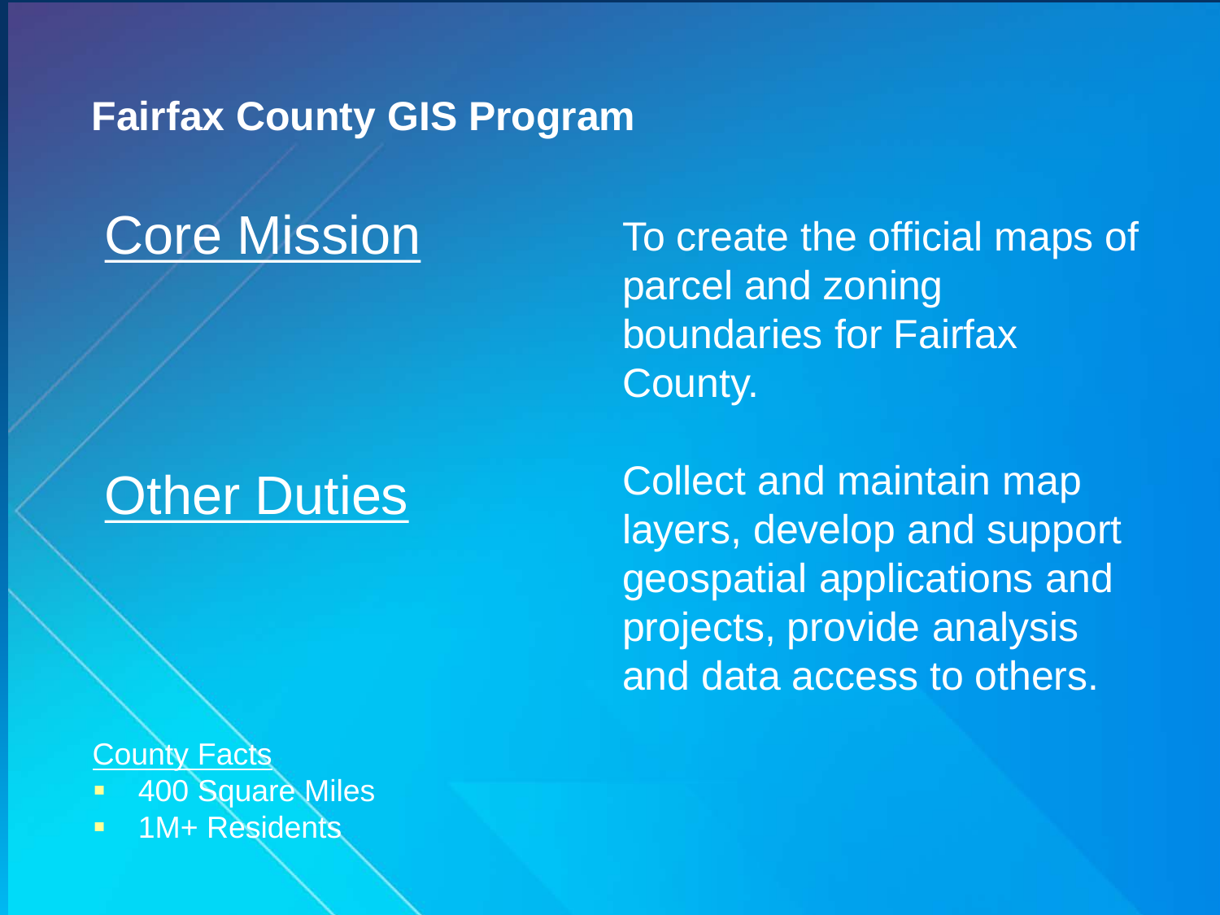# Fairfax County GIS Program

## Core Mission

To create the official maps of parcel and zoning boundaries for Fairfax County.

## Other Duties

Collect and maintain map layers, develop and support geospatial applications and projects, provide analysis and data access to others.

County Facts

- 400 Square Miles
- 1M+ Residents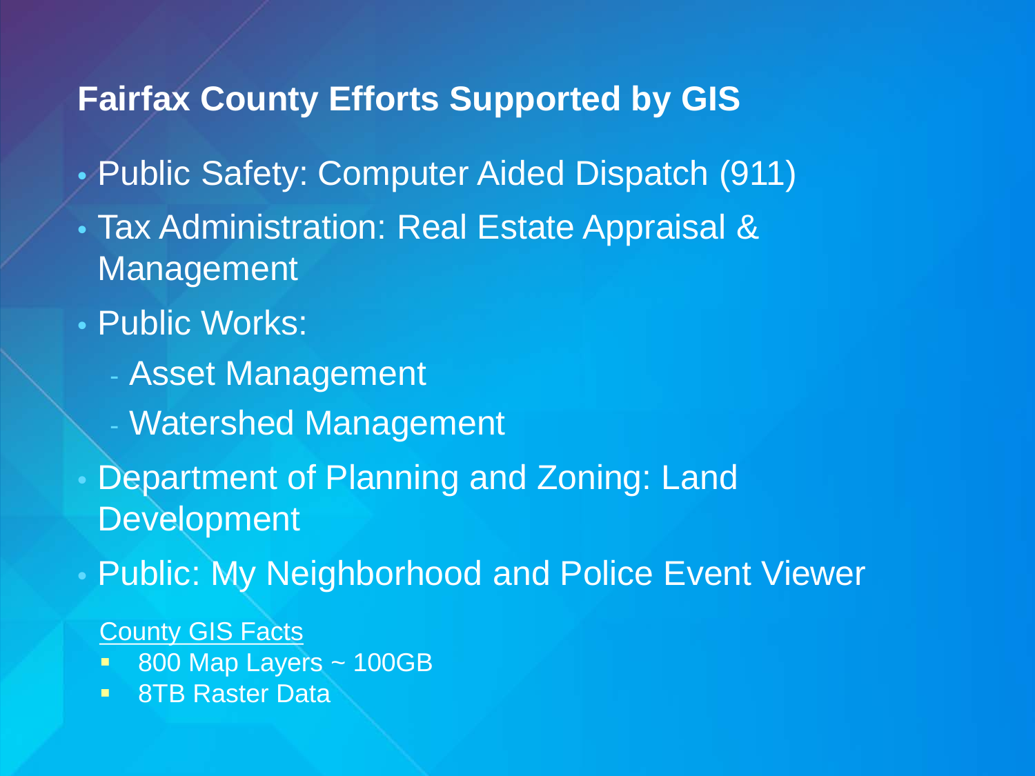## Fairfax County Efforts Supported by GIS

- Public Safety: Computer Aided Dispatch (911)
- Tax Administration: Real Estate Appraisal & Management
- Public Works:
  - Asset Management
  - Watershed Management
- Department of Planning and Zoning: Land Development
- Public: My Neighborhood and Police Event Viewer

<u>County GIS Facts</u>

- 800 Map Layers ~ 100GB
- 8TB Raster Data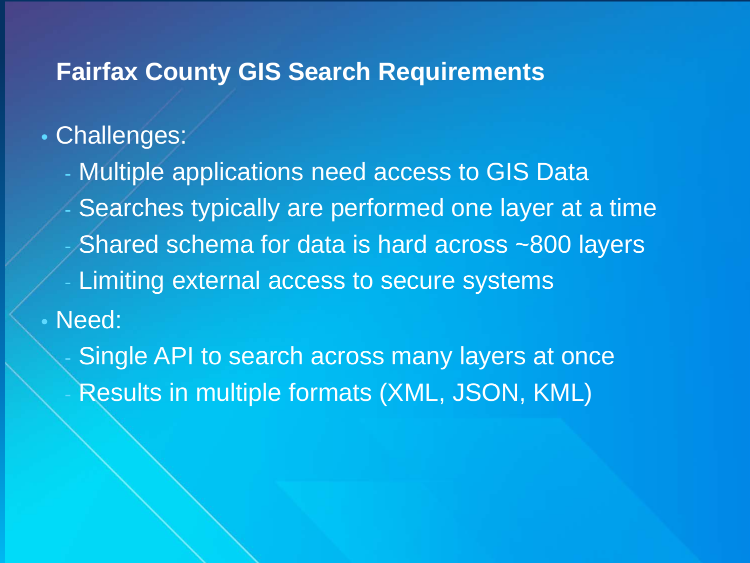# Fairfax County GIS Search Requirements

- Challenges:
  - Multiple applications need access to GIS Data
  - Searches typically are performed one layer at a time
  - Shared schema for data is hard across ~800 layers
  - Limiting external access to secure systems
- Need:
  - Single API to search across many layers at once
  - Results in multiple formats (XML, JSON, KML)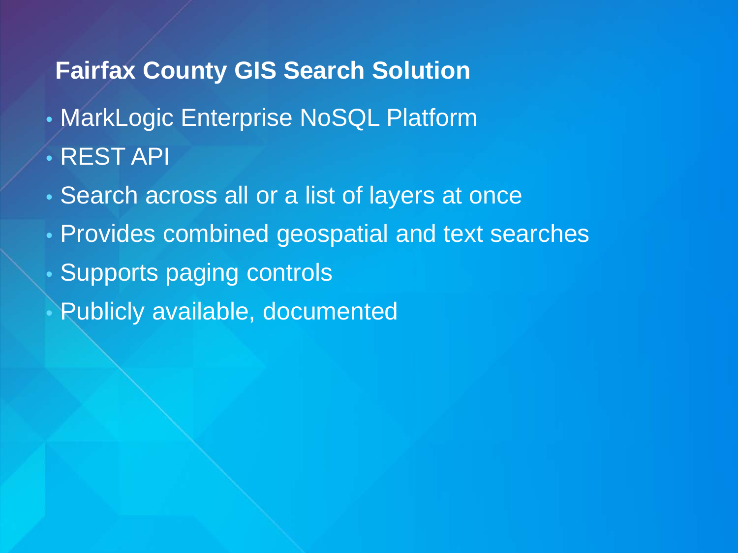## Fairfax County GIS Search Solution

- MarkLogic Enterprise NoSQL Platform
- REST API
- Search across all or a list of layers at once
- Provides combined geospatial and text searches
- Supports paging controls
- Publicly available, documented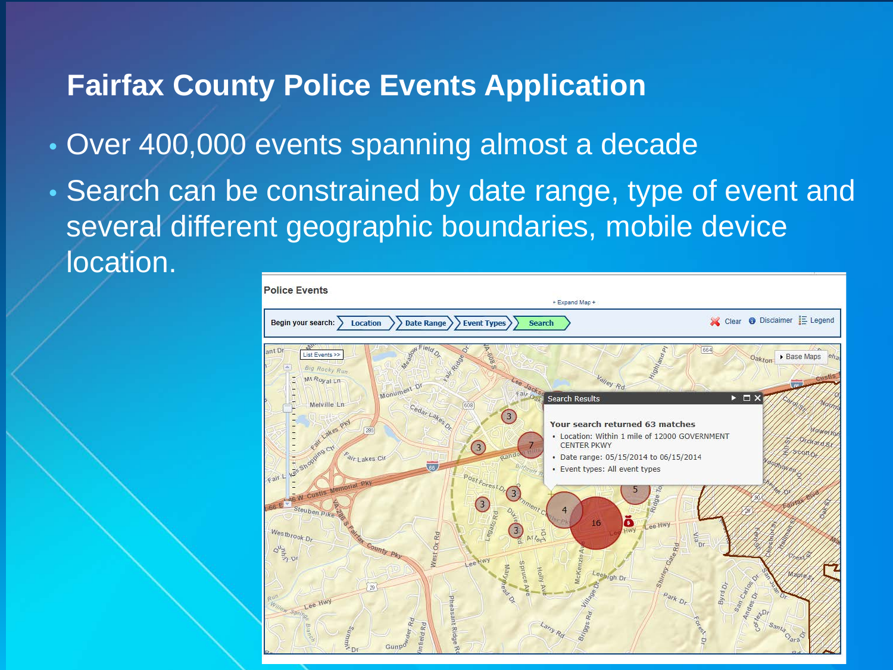# Fairfax County Police Events Application

- Over 400,000 events spanning almost a decade
- Search can be constrained by date range, type of event and several different geographic boundaries, mobile device location.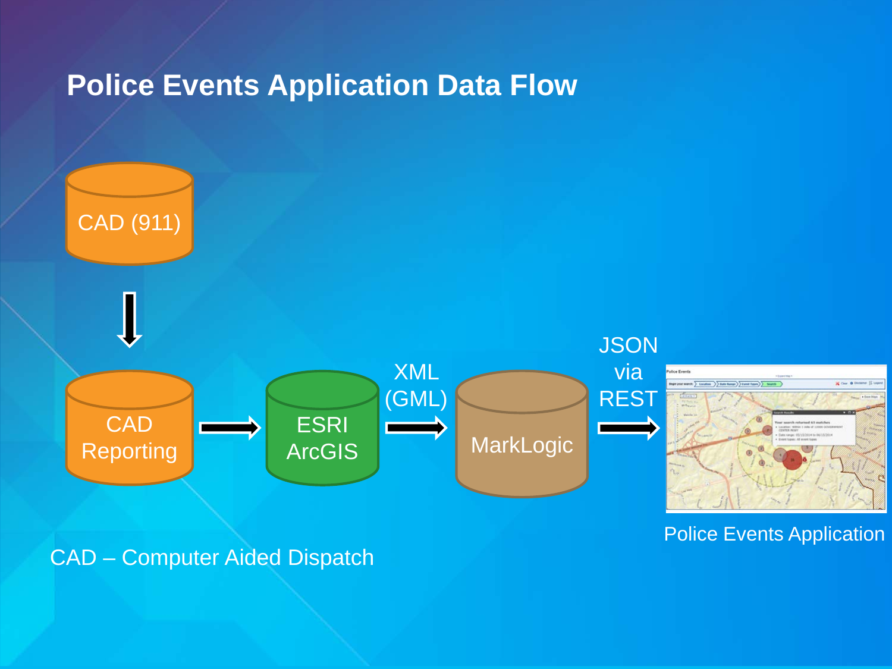# Police Events Application Data Flow

CAD (911)

CAD Reporting

ESRI ArcGIS

XML (GML)

MarkLogic

JSON via REST

Police Events Application

CAD – Computer Aided Dispatch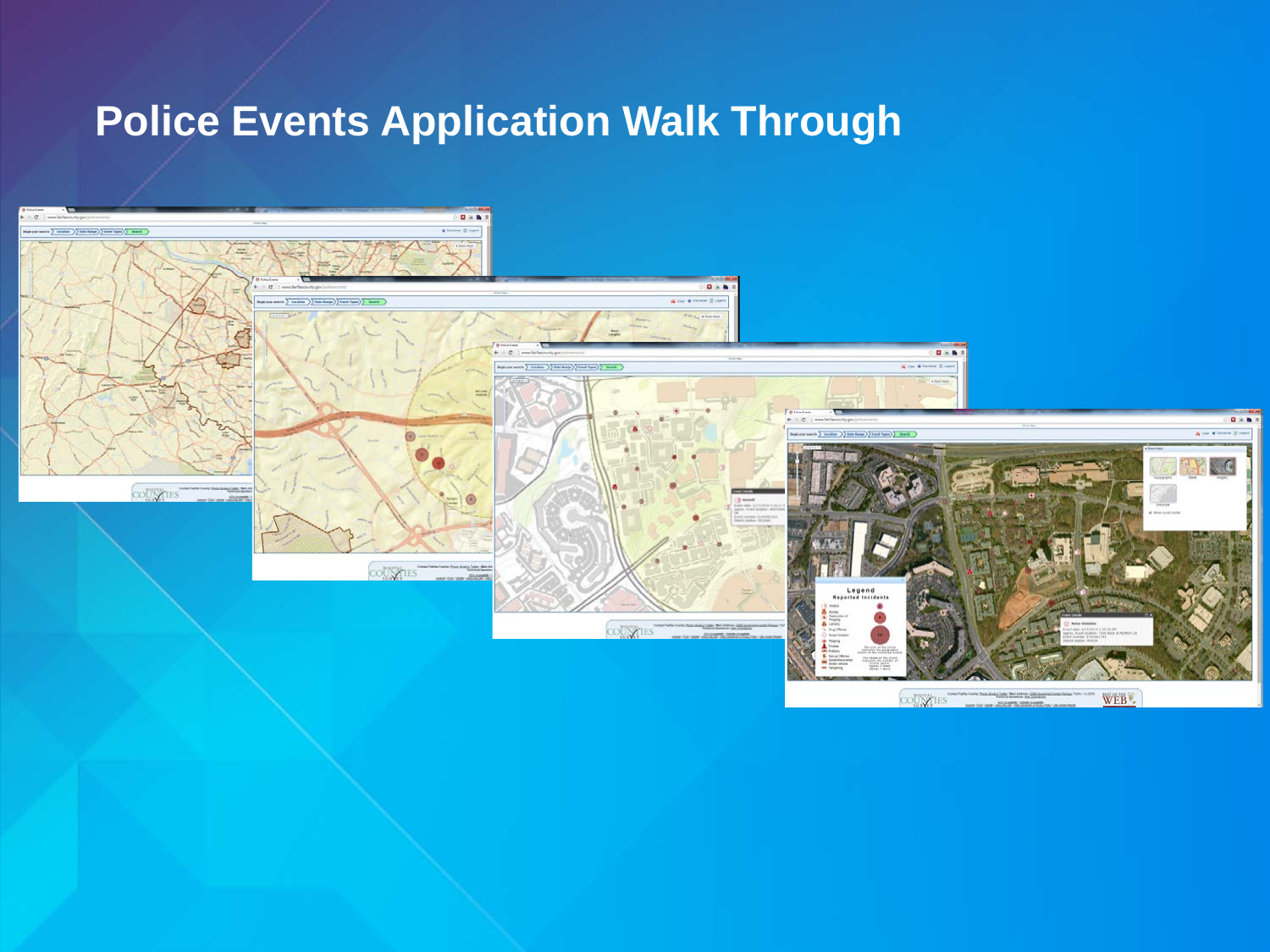# Police Events Application Walk Through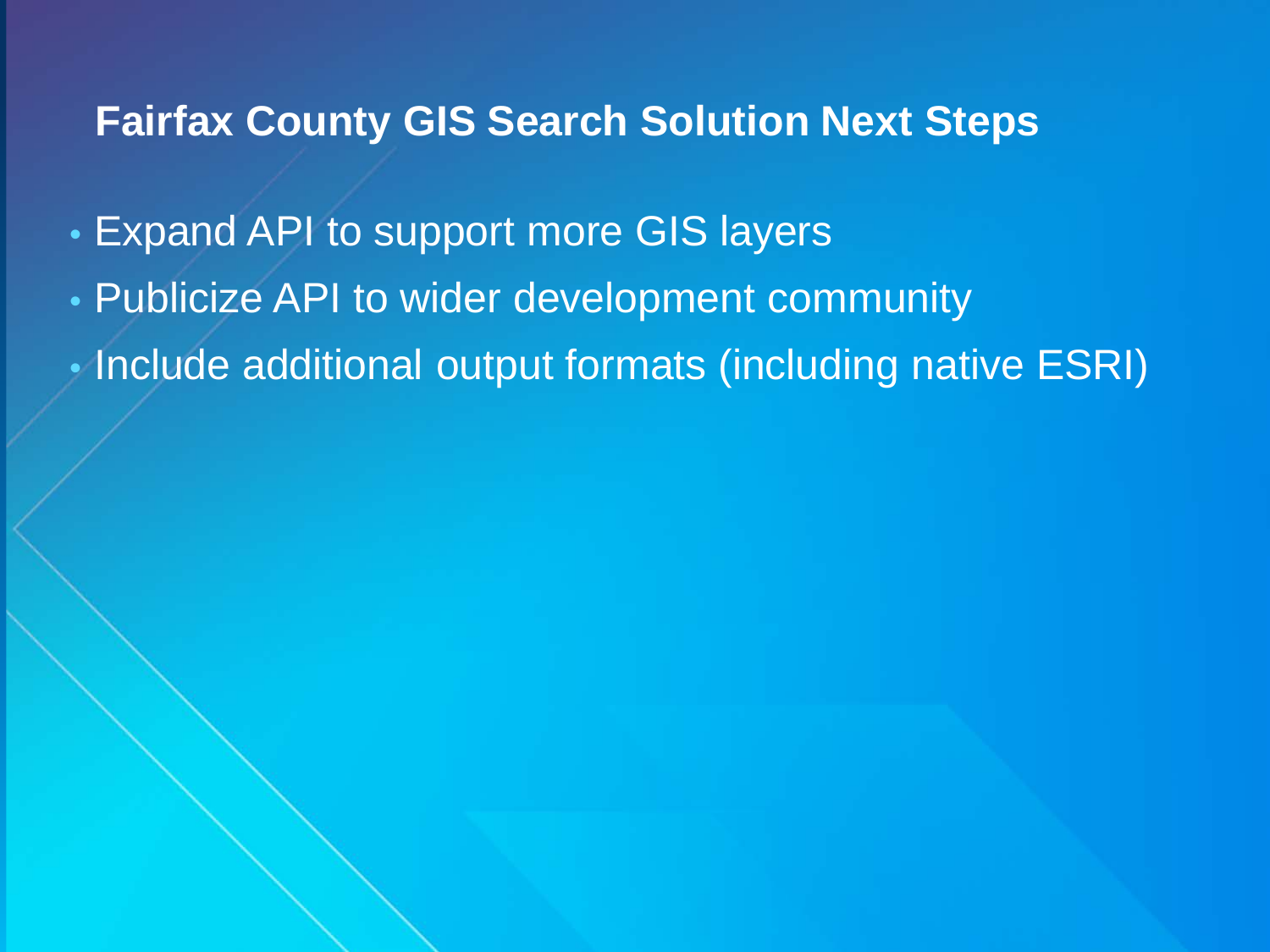## Fairfax County GIS Search Solution Next Steps

- Expand API to support more GIS layers
- Publicize API to wider development community
- Include additional output formats (including native ESRI)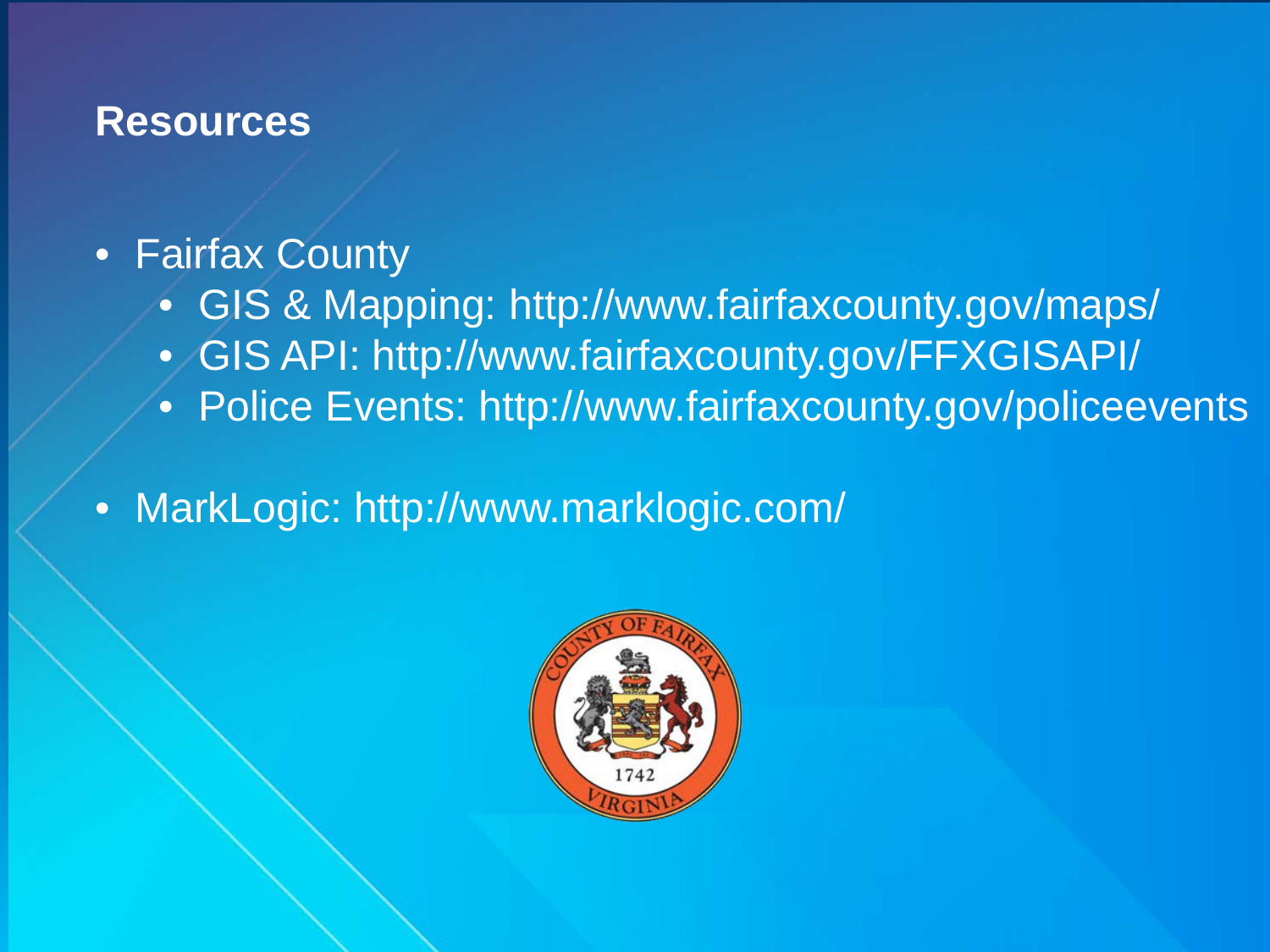## Resources

- Fairfax County
  - GIS & Mapping: http://www.fairfaxcounty.gov/maps/
  - GIS API: http://www.fairfaxcounty.gov/FFXGISAPI/
  - Police Events: http://www.fairfaxcounty.gov/policeevents
- MarkLogic: http://www.marklogic.com/